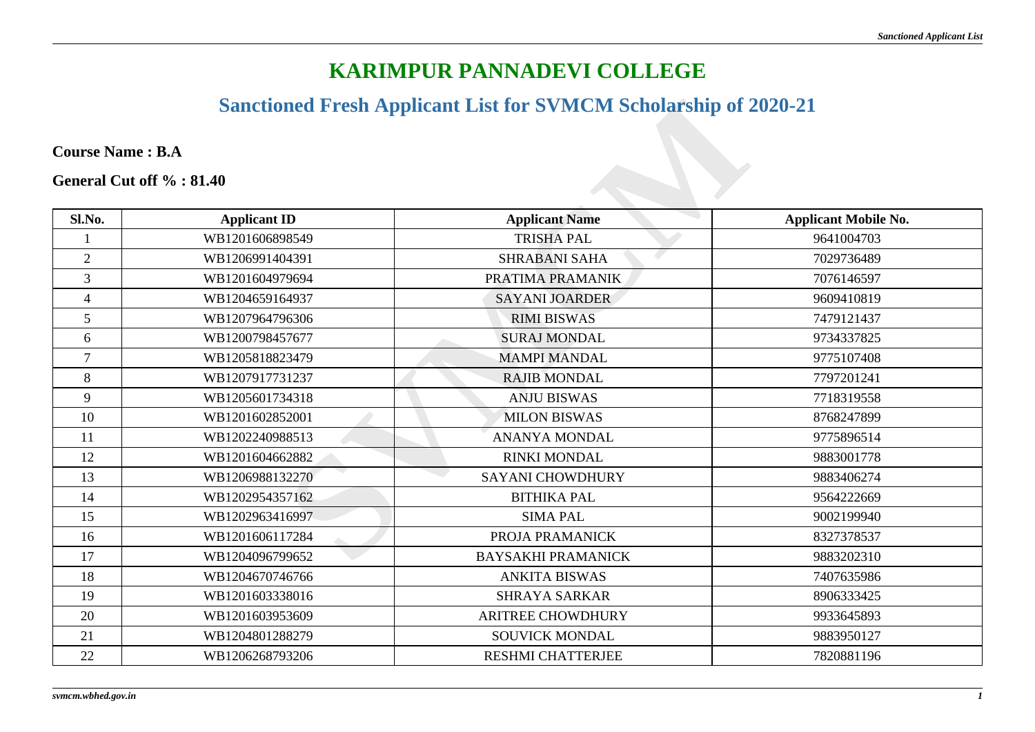# KARIMPUR PANNADEVI COLLEGE

## Sanctioned Fresh Applicant List for SVMCM Scholarship of 2020-21

**Course Name : B.A**

**General Cut off % : 81.40**

| Sl.No. | Applicant ID | Applicant Name | Applicant Mobile No. |
|---|---|---|---|
| 1 | WB1201606898549 | TRISHA PAL | 9641004703 |
| 2 | WB1206991404391 | SHRABANI SAHA | 7029736489 |
| 3 | WB1201604979694 | PRATIMA PRAMANIK | 7076146597 |
| 4 | WB1204659164937 | SAYANI JOARDER | 9609410819 |
| 5 | WB1207964796306 | RIMI BISWAS | 7479121437 |
| 6 | WB1200798457677 | SURAJ MONDAL | 9734337825 |
| 7 | WB1205818823479 | MAMPI MANDAL | 9775107408 |
| 8 | WB1207917731237 | RAJIB MONDAL | 7797201241 |
| 9 | WB1205601734318 | ANJU BISWAS | 7718319558 |
| 10 | WB1201602852001 | MILON BISWAS | 8768247899 |
| 11 | WB1202240988513 | ANANYA MONDAL | 9775896514 |
| 12 | WB1201604662882 | RINKI MONDAL | 9883001778 |
| 13 | WB1206988132270 | SAYANI CHOWDHURY | 9883406274 |
| 14 | WB1202954357162 | BITHIKA PAL | 9564222669 |
| 15 | WB1202963416997 | SIMA PAL | 9002199940 |
| 16 | WB1201606117284 | PROJA PRAMANICK | 8327378537 |
| 17 | WB1204096799652 | BAYSAKHI PRAMANICK | 9883202310 |
| 18 | WB1204670746766 | ANKITA BISWAS | 7407635986 |
| 19 | WB1201603338016 | SHRAYA SARKAR | 8906333425 |
| 20 | WB1201603953609 | ARITREE CHOWDHURY | 9933645893 |
| 21 | WB1204801288279 | SOUVICK MONDAL | 9883950127 |
| 22 | WB1206268793206 | RESHMI CHATTERJEE | 7820881196 |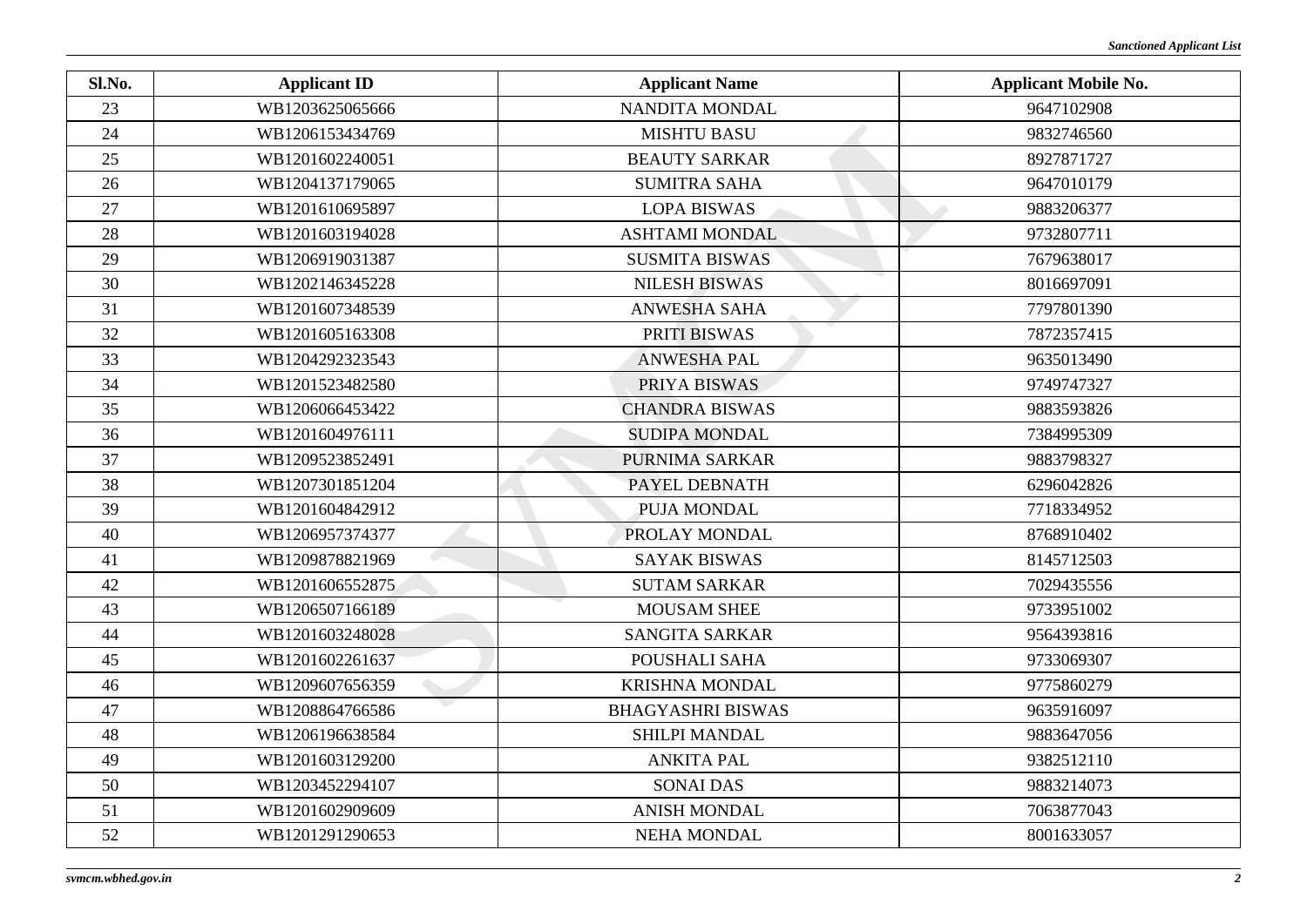| Sl.No. | Applicant ID | Applicant Name | Applicant Mobile No. |
|---|---|---|---|
| 23 | WB1203625065666 | NANDITA MONDAL | 9647102908 |
| 24 | WB1206153434769 | MISHTU BASU | 9832746560 |
| 25 | WB1201602240051 | BEAUTY SARKAR | 8927871727 |
| 26 | WB1204137179065 | SUMITRA SAHA | 9647010179 |
| 27 | WB1201610695897 | LOPA BISWAS | 9883206377 |
| 28 | WB1201603194028 | ASHTAMI MONDAL | 9732807711 |
| 29 | WB1206919031387 | SUSMITA BISWAS | 7679638017 |
| 30 | WB1202146345228 | NILESH BISWAS | 8016697091 |
| 31 | WB1201607348539 | ANWESHA SAHA | 7797801390 |
| 32 | WB1201605163308 | PRITI BISWAS | 7872357415 |
| 33 | WB1204292323543 | ANWESHA PAL | 9635013490 |
| 34 | WB1201523482580 | PRIYA BISWAS | 9749747327 |
| 35 | WB1206066453422 | CHANDRA BISWAS | 9883593826 |
| 36 | WB1201604976111 | SUDIPA MONDAL | 7384995309 |
| 37 | WB1209523852491 | PURNIMA SARKAR | 9883798327 |
| 38 | WB1207301851204 | PAYEL DEBNATH | 6296042826 |
| 39 | WB1201604842912 | PUJA MONDAL | 7718334952 |
| 40 | WB1206957374377 | PROLAY MONDAL | 8768910402 |
| 41 | WB1209878821969 | SAYAK BISWAS | 8145712503 |
| 42 | WB1201606552875 | SUTAM SARKAR | 7029435556 |
| 43 | WB1206507166189 | MOUSAM SHEE | 9733951002 |
| 44 | WB1201603248028 | SANGITA SARKAR | 9564393816 |
| 45 | WB1201602261637 | POUSHALI SAHA | 9733069307 |
| 46 | WB1209607656359 | KRISHNA MONDAL | 9775860279 |
| 47 | WB1208864766586 | BHAGYASHRI BISWAS | 9635916097 |
| 48 | WB1206196638584 | SHILPI MANDAL | 9883647056 |
| 49 | WB1201603129200 | ANKITA PAL | 9382512110 |
| 50 | WB1203452294107 | SONAI DAS | 9883214073 |
| 51 | WB1201602909609 | ANISH MONDAL | 7063877043 |
| 52 | WB1201291290653 | NEHA MONDAL | 8001633057 |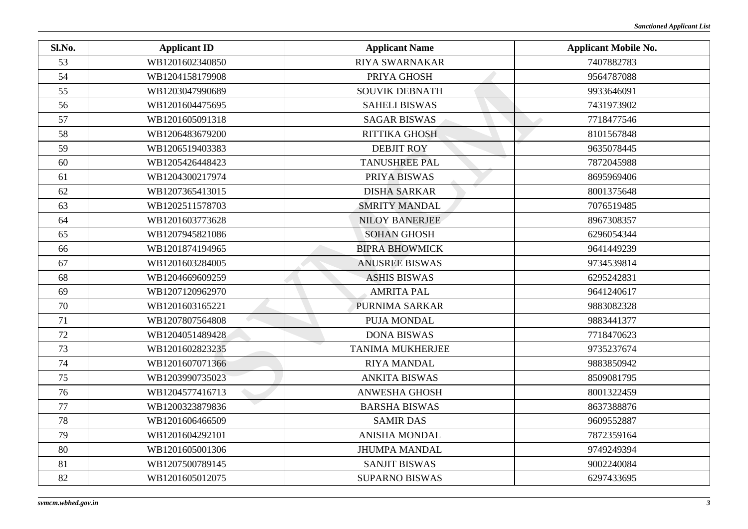| Sl.No. | Applicant ID | Applicant Name | Applicant Mobile No. |
|---|---|---|---|
| 53 | WB1201602340850 | RIYA SWARNAKAR | 7407882783 |
| 54 | WB1204158179908 | PRIYA GHOSH | 9564787088 |
| 55 | WB1203047990689 | SOUVIK DEBNATH | 9933646091 |
| 56 | WB1201604475695 | SAHELI BISWAS | 7431973902 |
| 57 | WB1201605091318 | SAGAR BISWAS | 7718477546 |
| 58 | WB1206483679200 | RITTIKA GHOSH | 8101567848 |
| 59 | WB1206519403383 | DEBJIT ROY | 9635078445 |
| 60 | WB1205426448423 | TANUSHREE PAL | 7872045988 |
| 61 | WB1204300217974 | PRIYA BISWAS | 8695969406 |
| 62 | WB1207365413015 | DISHA SARKAR | 8001375648 |
| 63 | WB1202511578703 | SMRITY MANDAL | 7076519485 |
| 64 | WB1201603773628 | NILOY BANERJEE | 8967308357 |
| 65 | WB1207945821086 | SOHAN GHOSH | 6296054344 |
| 66 | WB1201874194965 | BIPRA BHOWMICK | 9641449239 |
| 67 | WB1201603284005 | ANUSREE BISWAS | 9734539814 |
| 68 | WB1204669609259 | ASHIS BISWAS | 6295242831 |
| 69 | WB1207120962970 | AMRITA PAL | 9641240617 |
| 70 | WB1201603165221 | PURNIMA SARKAR | 9883082328 |
| 71 | WB1207807564808 | PUJA MONDAL | 9883441377 |
| 72 | WB1204051489428 | DONA BISWAS | 7718470623 |
| 73 | WB1201602823235 | TANIMA MUKHERJEE | 9735237674 |
| 74 | WB1201607071366 | RIYA MANDAL | 9883850942 |
| 75 | WB1203990735023 | ANKITA BISWAS | 8509081795 |
| 76 | WB1204577416713 | ANWESHA GHOSH | 8001322459 |
| 77 | WB1200323879836 | BARSHA BISWAS | 8637388876 |
| 78 | WB1201606466509 | SAMIR DAS | 9609552887 |
| 79 | WB1201604292101 | ANISHA MONDAL | 7872359164 |
| 80 | WB1201605001306 | JHUMPA MANDAL | 9749249394 |
| 81 | WB1207500789145 | SANJIT BISWAS | 9002240084 |
| 82 | WB1201605012075 | SUPARNO BISWAS | 6297433695 |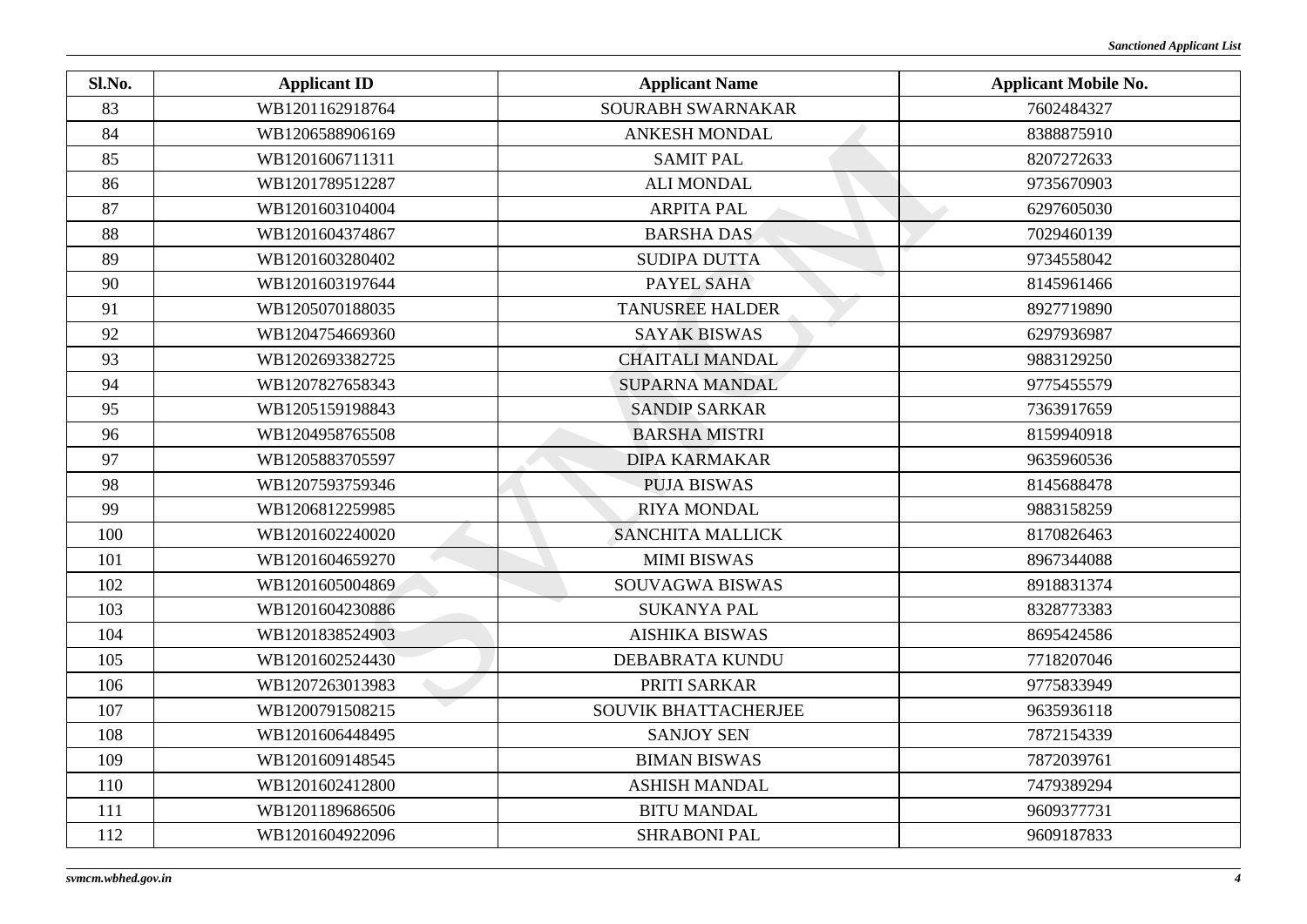| Sl.No. | Applicant ID | Applicant Name | Applicant Mobile No. |
|---|---|---|---|
| 83 | WB1201162918764 | SOURABH SWARNAKAR | 7602484327 |
| 84 | WB1206588906169 | ANKESH MONDAL | 8388875910 |
| 85 | WB1201606711311 | SAMIT PAL | 8207272633 |
| 86 | WB1201789512287 | ALI MONDAL | 9735670903 |
| 87 | WB1201603104004 | ARPITA PAL | 6297605030 |
| 88 | WB1201604374867 | BARSHA DAS | 7029460139 |
| 89 | WB1201603280402 | SUDIPA DUTTA | 9734558042 |
| 90 | WB1201603197644 | PAYEL SAHA | 8145961466 |
| 91 | WB1205070188035 | TANUSREE HALDER | 8927719890 |
| 92 | WB1204754669360 | SAYAK BISWAS | 6297936987 |
| 93 | WB1202693382725 | CHAITALI MANDAL | 9883129250 |
| 94 | WB1207827658343 | SUPARNA MANDAL | 9775455579 |
| 95 | WB1205159198843 | SANDIP SARKAR | 7363917659 |
| 96 | WB1204958765508 | BARSHA MISTRI | 8159940918 |
| 97 | WB1205883705597 | DIPA KARMAKAR | 9635960536 |
| 98 | WB1207593759346 | PUJA BISWAS | 8145688478 |
| 99 | WB1206812259985 | RIYA MONDAL | 9883158259 |
| 100 | WB1201602240020 | SANCHITA MALLICK | 8170826463 |
| 101 | WB1201604659270 | MIMI BISWAS | 8967344088 |
| 102 | WB1201605004869 | SOUVAGWA BISWAS | 8918831374 |
| 103 | WB1201604230886 | SUKANYA PAL | 8328773383 |
| 104 | WB1201838524903 | AISHIKA BISWAS | 8695424586 |
| 105 | WB1201602524430 | DEBABRATA KUNDU | 7718207046 |
| 106 | WB1207263013983 | PRITI SARKAR | 9775833949 |
| 107 | WB1200791508215 | SOUVIK BHATTACHERJEE | 9635936118 |
| 108 | WB1201606448495 | SANJOY SEN | 7872154339 |
| 109 | WB1201609148545 | BIMAN BISWAS | 7872039761 |
| 110 | WB1201602412800 | ASHISH MANDAL | 7479389294 |
| 111 | WB1201189686506 | BITU MANDAL | 9609377731 |
| 112 | WB1201604922096 | SHRABONI PAL | 9609187833 |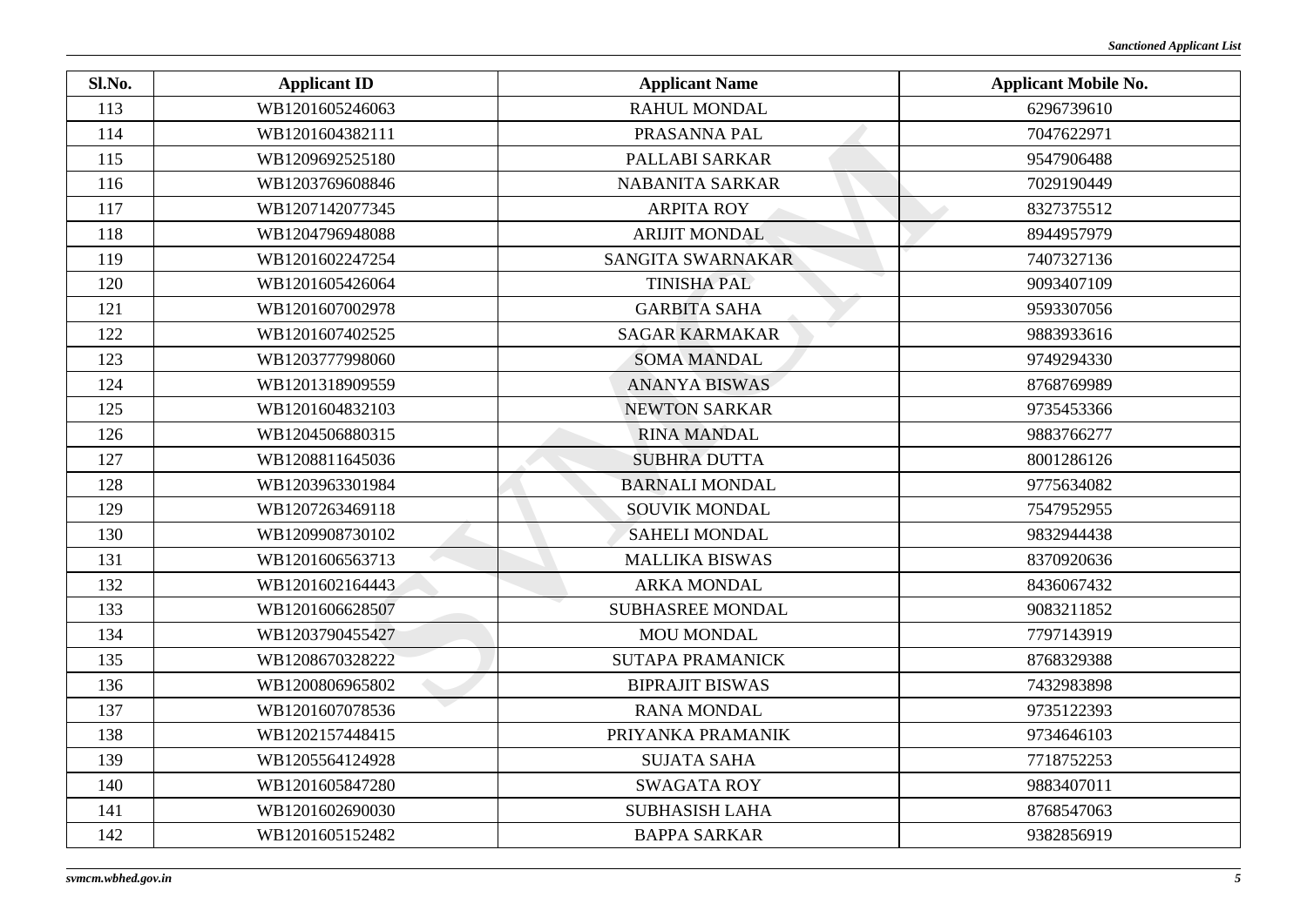| Sl.No. | Applicant ID | Applicant Name | Applicant Mobile No. |
|---|---|---|---|
| 113 | WB1201605246063 | RAHUL MONDAL | 6296739610 |
| 114 | WB1201604382111 | PRASANNA PAL | 7047622971 |
| 115 | WB1209692525180 | PALLABI SARKAR | 9547906488 |
| 116 | WB1203769608846 | NABANITA SARKAR | 7029190449 |
| 117 | WB1207142077345 | ARPITA ROY | 8327375512 |
| 118 | WB1204796948088 | ARIJIT MONDAL | 8944957979 |
| 119 | WB1201602247254 | SANGITA SWARNAKAR | 7407327136 |
| 120 | WB1201605426064 | TINISHA PAL | 9093407109 |
| 121 | WB1201607002978 | GARBITA SAHA | 9593307056 |
| 122 | WB1201607402525 | SAGAR KARMAKAR | 9883933616 |
| 123 | WB1203777998060 | SOMA MANDAL | 9749294330 |
| 124 | WB1201318909559 | ANANYA BISWAS | 8768769989 |
| 125 | WB1201604832103 | NEWTON SARKAR | 9735453366 |
| 126 | WB1204506880315 | RINA MANDAL | 9883766277 |
| 127 | WB1208811645036 | SUBHRA DUTTA | 8001286126 |
| 128 | WB1203963301984 | BARNALI MONDAL | 9775634082 |
| 129 | WB1207263469118 | SOUVIK MONDAL | 7547952955 |
| 130 | WB1209908730102 | SAHELI MONDAL | 9832944438 |
| 131 | WB1201606563713 | MALLIKA BISWAS | 8370920636 |
| 132 | WB1201602164443 | ARKA MONDAL | 8436067432 |
| 133 | WB1201606628507 | SUBHASREE MONDAL | 9083211852 |
| 134 | WB1203790455427 | MOU MONDAL | 7797143919 |
| 135 | WB1208670328222 | SUTAPA PRAMANICK | 8768329388 |
| 136 | WB1200806965802 | BIPRAJIT BISWAS | 7432983898 |
| 137 | WB1201607078536 | RANA MONDAL | 9735122393 |
| 138 | WB1202157448415 | PRIYANKA PRAMANIK | 9734646103 |
| 139 | WB1205564124928 | SUJATA SAHA | 7718752253 |
| 140 | WB1201605847280 | SWAGATA ROY | 9883407011 |
| 141 | WB1201602690030 | SUBHASISH LAHA | 8768547063 |
| 142 | WB1201605152482 | BAPPA SARKAR | 9382856919 |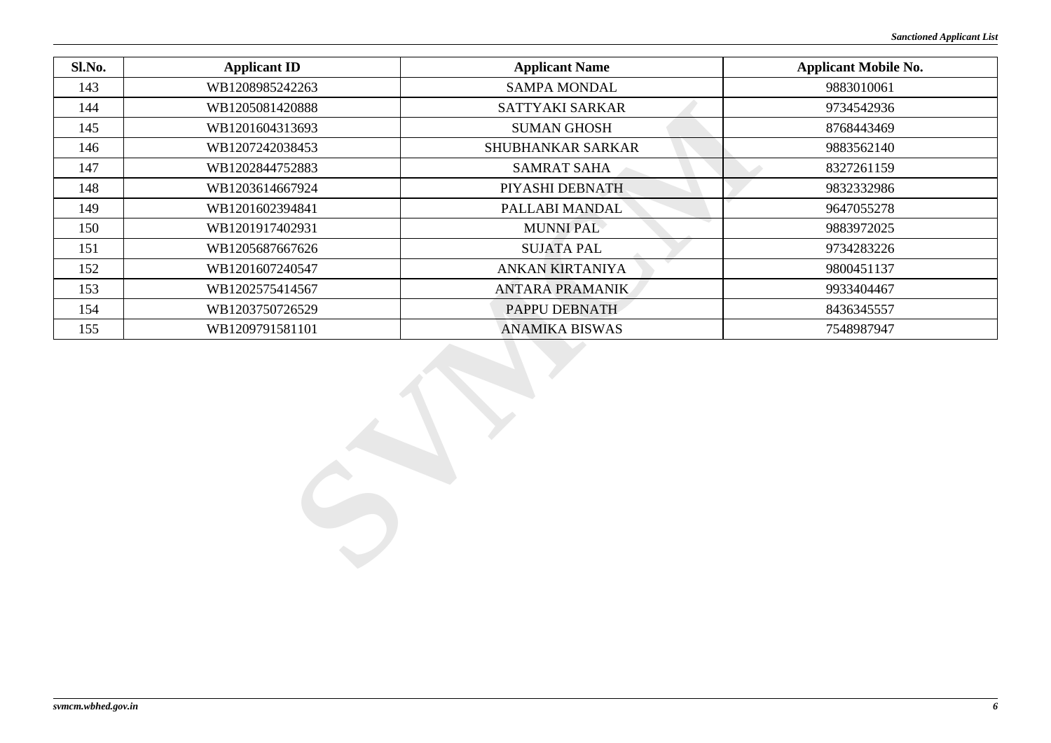| Sl.No. | Applicant ID | Applicant Name | Applicant Mobile No. |
|---|---|---|---|
| 143 | WB1208985242263 | SAMPA MONDAL | 9883010061 |
| 144 | WB1205081420888 | SATTYAKI SARKAR | 9734542936 |
| 145 | WB1201604313693 | SUMAN GHOSH | 8768443469 |
| 146 | WB1207242038453 | SHUBHANKAR SARKAR | 9883562140 |
| 147 | WB1202844752883 | SAMRAT SAHA | 8327261159 |
| 148 | WB1203614667924 | PIYASHI DEBNATH | 9832332986 |
| 149 | WB1201602394841 | PALLABI MANDAL | 9647055278 |
| 150 | WB1201917402931 | MUNNI PAL | 9883972025 |
| 151 | WB1205687667626 | SUJATA PAL | 9734283226 |
| 152 | WB1201607240547 | ANKAN KIRTANIYA | 9800451137 |
| 153 | WB1202575414567 | ANTARA PRAMANIK | 9933404467 |
| 154 | WB1203750726529 | PAPPU DEBNATH | 8436345557 |
| 155 | WB1209791581101 | ANAMIKA BISWAS | 7548987947 |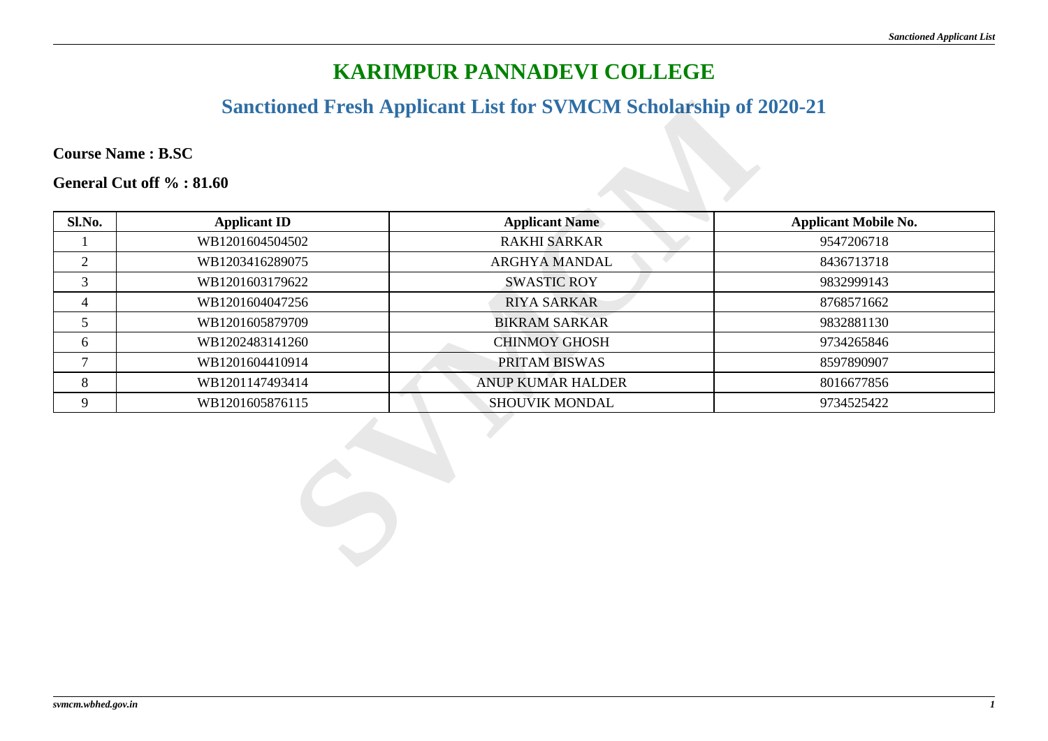# KARIMPUR PANNADEVI COLLEGE

## Sanctioned Fresh Applicant List for SVMCM Scholarship of 2020-21

**Course Name : B.SC**

**General Cut off % : 81.60**

| Sl.No. | Applicant ID | Applicant Name | Applicant Mobile No. |
|---|---|---|---|
| 1 | WB1201604504502 | RAKHI SARKAR | 9547206718 |
| 2 | WB1203416289075 | ARGHYA MANDAL | 8436713718 |
| 3 | WB1201603179622 | SWASTIC ROY | 9832999143 |
| 4 | WB1201604047256 | RIYA SARKAR | 8768571662 |
| 5 | WB1201605879709 | BIKRAM SARKAR | 9832881130 |
| 6 | WB1202483141260 | CHINMOY GHOSH | 9734265846 |
| 7 | WB1201604410914 | PRITAM BISWAS | 8597890907 |
| 8 | WB1201147493414 | ANUP KUMAR HALDER | 8016677856 |
| 9 | WB1201605876115 | SHOUVIK MONDAL | 9734525422 |